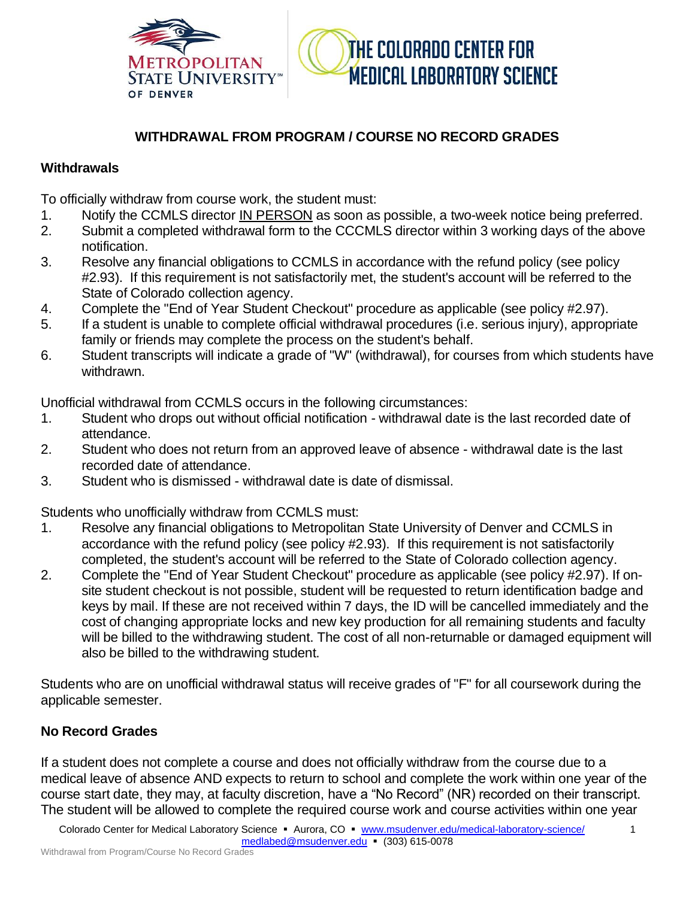# WITHDRAWAL FROM PROGRAM / COURSE NO RECORD GRADES

## Withdrawals

To officially withdraw from course work, the student must:

1. Notify the CCMLS director IN PERSON as soon as possible, a two-week notice being preferred.
2. Submit a completed withdrawal form to the CCCMLS director within 3 working days of the above notification.
3. Resolve any financial obligations to CCMLS in accordance with the refund policy (see policy #2.93). If this requirement is not satisfactorily met, the student's account will be referred to the State of Colorado collection agency.
4. Complete the "End of Year Student Checkout" procedure as applicable (see policy #2.97).
5. If a student is unable to complete official withdrawal procedures (i.e. serious injury), appropriate family or friends may complete the process on the student's behalf.
6. Student transcripts will indicate a grade of "W" (withdrawal), for courses from which students have withdrawn.

Unofficial withdrawal from CCMLS occurs in the following circumstances:

1. Student who drops out without official notification - withdrawal date is the last recorded date of attendance.
2. Student who does not return from an approved leave of absence - withdrawal date is the last recorded date of attendance.
3. Student who is dismissed - withdrawal date is date of dismissal.

Students who unofficially withdraw from CCMLS must:

1. Resolve any financial obligations to Metropolitan State University of Denver and CCMLS in accordance with the refund policy (see policy #2.93). If this requirement is not satisfactorily completed, the student's account will be referred to the State of Colorado collection agency.
2. Complete the "End of Year Student Checkout" procedure as applicable (see policy #2.97). If on-site student checkout is not possible, student will be requested to return identification badge and keys by mail. If these are not received within 7 days, the ID will be cancelled immediately and the cost of changing appropriate locks and new key production for all remaining students and faculty will be billed to the withdrawing student. The cost of all non-returnable or damaged equipment will also be billed to the withdrawing student.

Students who are on unofficial withdrawal status will receive grades of "F" for all coursework during the applicable semester.

## No Record Grades

If a student does not complete a course and does not officially withdraw from the course due to a medical leave of absence AND expects to return to school and complete the work within one year of the course start date, they may, at faculty discretion, have a "No Record" (NR) recorded on their transcript. The student will be allowed to complete the required course work and course activities within one year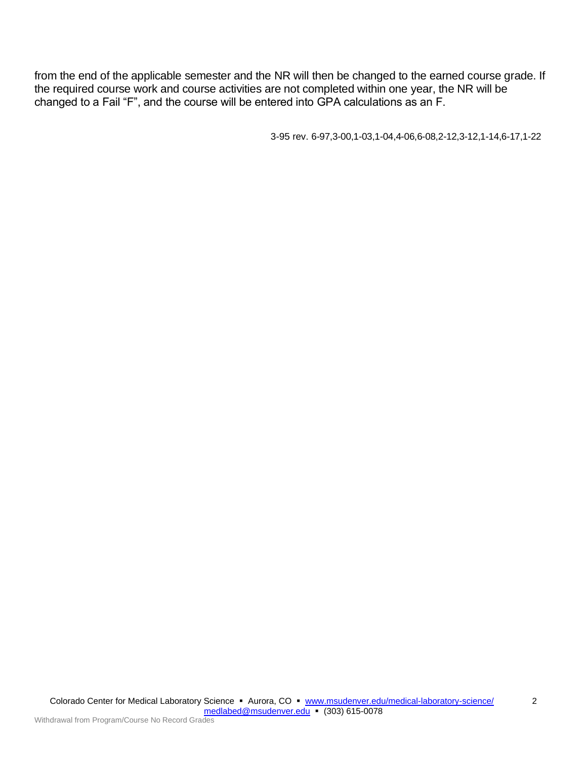from the end of the applicable semester and the NR will then be changed to the earned course grade. If the required course work and course activities are not completed within one year, the NR will be changed to a Fail "F", and the course will be entered into GPA calculations as an F.

3-95 rev. 6-97,3-00,1-03,1-04,4-06,6-08,2-12,3-12,1-14,6-17,1-22